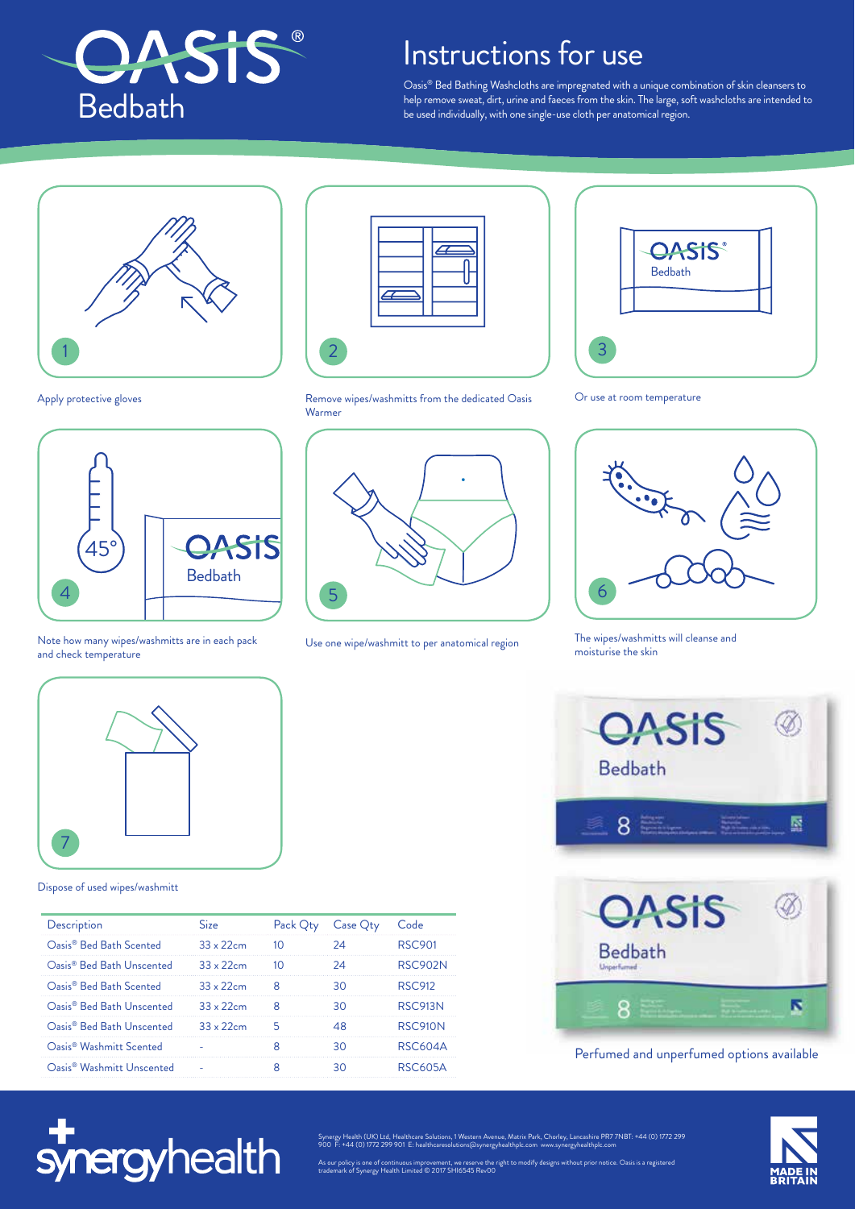# OASIS® Bedbath

## Instructions for use

Oasis® Bed Bathing Washcloths are impregnated with a unique combination of skin cleansers to help remove sweat, dirt, urine and faeces from the skin. The large, soft washcloths are intended to be used individually, with one single-use cloth per anatomical region.

1. Apply protective gloves
2. Remove wipes/washmitts from the dedicated Oasis Warmer
3. Or use at room temperature
4. Note how many wipes/washmitts are in each pack and check temperature
5. Use one wipe/washmitt to per anatomical region
6. The wipes/washmitts will cleanse and moisturise the skin
7. Dispose of used wipes/washmitt

| Description | Size | Pack Qty | Case Qty | Code |
|---|---|---|---|---|
| Oasis® Bed Bath Scented | 33 x 22cm | 10 | 24 | RSC901 |
| Oasis® Bed Bath Unscented | 33 x 22cm | 10 | 24 | RSC902N |
| Oasis® Bed Bath Scented | 33 x 22cm | 8 | 30 | RSC912 |
| Oasis® Bed Bath Unscented | 33 x 22cm | 8 | 30 | RSC913N |
| Oasis® Bed Bath Unscented | 33 x 22cm | 5 | 48 | RSC910N |
| Oasis® Washmitt Scented | - | 8 | 30 | RSC604A |
| Oasis® Washmitt Unscented | - | 8 | 30 | RSC605A |

Perfumed and unperfumed options available

synergyhealth

Synergy Health (UK) Ltd, Healthcare Solutions, 1 Western Avenue, Matrix Park, Chorley, Lancashire PR7 7NB T: +44 (0) 1772 299 900 F: +44 (0) 1772 299 901 E: healthcaresolutions@synergyhealthplc.com www.synergyhealthplc.com

As our policy is one of continuous improvement, we reserve the right to modify designs without prior notice. Oasis is a registered trademark of Synergy Health Limited © 2017 SHI6545 Rev00

MADE IN BRITAIN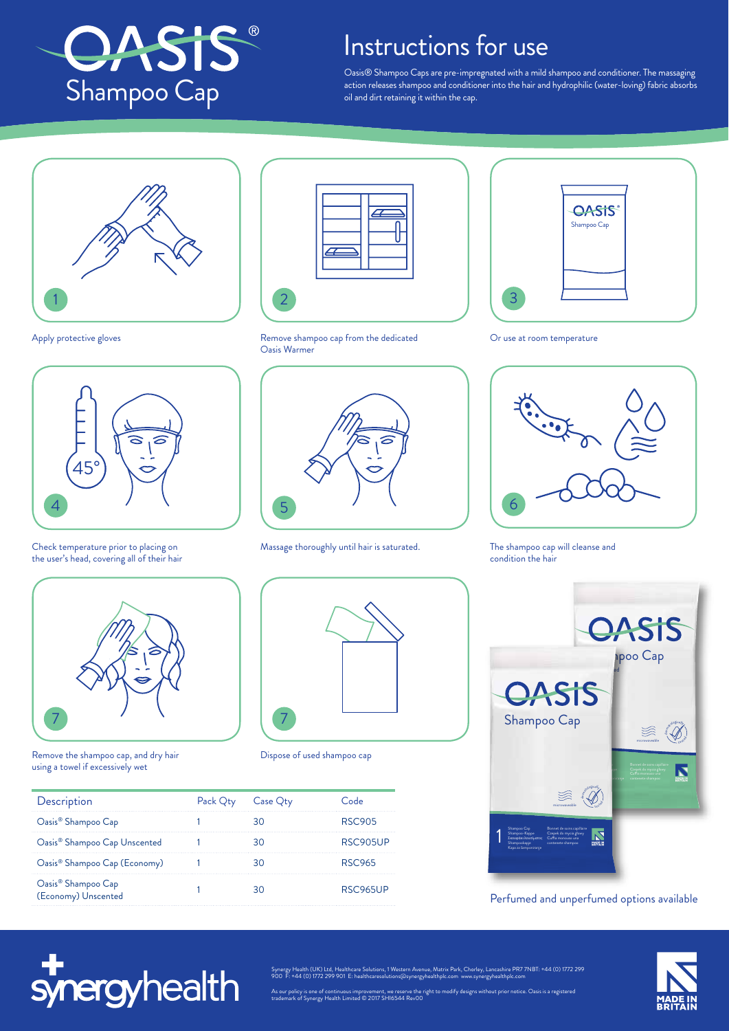# OASIS® Shampoo Cap

## Instructions for use

Oasis® Shampoo Caps are pre-impregnated with a mild shampoo and conditioner. The massaging action releases shampoo and conditioner into the hair and hydrophilic (water-loving) fabric absorbs oil and dirt retaining it within the cap.

1. Apply protective gloves
2. Remove shampoo cap from the dedicated Oasis Warmer
3. Or use at room temperature
4. Check temperature prior to placing on the user's head, covering all of their hair
5. Massage thoroughly until hair is saturated.
6. The shampoo cap will cleanse and condition the hair
7. Remove the shampoo cap, and dry hair using a towel if excessively wet
7. Dispose of used shampoo cap

| Description | Pack Qty | Case Qty | Code |
|---|---|---|---|
| Oasis® Shampoo Cap | 1 | 30 | RSC905 |
| Oasis® Shampoo Cap Unscented | 1 | 30 | RSC905UP |
| Oasis® Shampoo Cap (Economy) | 1 | 30 | RSC965 |
| Oasis® Shampoo Cap (Economy) Unscented | 1 | 30 | RSC965UP |

Perfumed and unperfumed options available

synergyhealth

Synergy Health (UK) Ltd, Healthcare Solutions, 1 Western Avenue, Matrix Park, Chorley, Lancashire PR7 7NBT: +44 (0) 1772 299 900 F: +44 (0) 1772 299 901 E: healthcaresolutions@synergyhealthplc.com www.synergyhealthplc.com

As our policy is one of continuous improvement, we reserve the right to modify designs without prior notice. Oasis is a registered trademark of Synergy Health Limited © 2017 SHI6544 Rev00

MADE IN BRITAIN